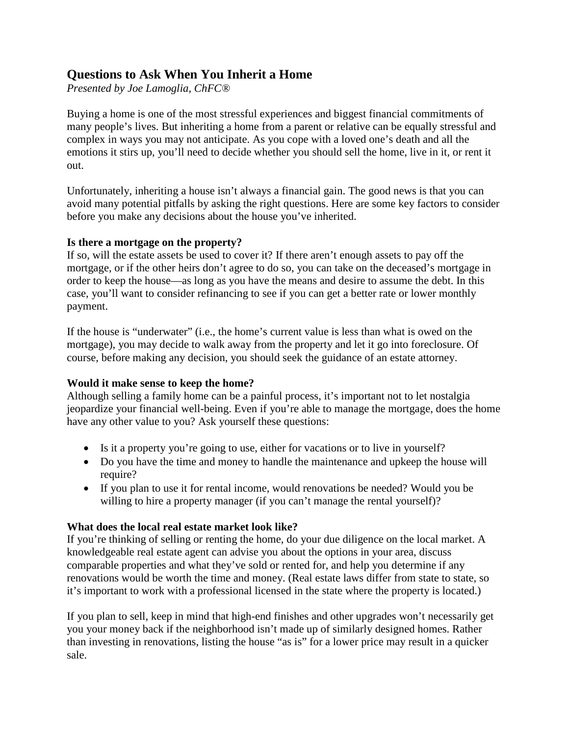# Questions to Ask When You Inherit a Home

*Presented by Joe Lamoglia, ChFC®*

Buying a home is one of the most stressful experiences and biggest financial commitments of many people's lives. But inheriting a home from a parent or relative can be equally stressful and complex in ways you may not anticipate. As you cope with a loved one's death and all the emotions it stirs up, you'll need to decide whether you should sell the home, live in it, or rent it out.

Unfortunately, inheriting a house isn't always a financial gain. The good news is that you can avoid many potential pitfalls by asking the right questions. Here are some key factors to consider before you make any decisions about the house you've inherited.

**Is there a mortgage on the property?**

If so, will the estate assets be used to cover it? If there aren't enough assets to pay off the mortgage, or if the other heirs don't agree to do so, you can take on the deceased's mortgage in order to keep the house—as long as you have the means and desire to assume the debt. In this case, you'll want to consider refinancing to see if you can get a better rate or lower monthly payment.

If the house is "underwater" (i.e., the home's current value is less than what is owed on the mortgage), you may decide to walk away from the property and let it go into foreclosure. Of course, before making any decision, you should seek the guidance of an estate attorney.

**Would it make sense to keep the home?**

Although selling a family home can be a painful process, it's important not to let nostalgia jeopardize your financial well-being. Even if you're able to manage the mortgage, does the home have any other value to you? Ask yourself these questions:

- Is it a property you're going to use, either for vacations or to live in yourself?
- Do you have the time and money to handle the maintenance and upkeep the house will require?
- If you plan to use it for rental income, would renovations be needed? Would you be willing to hire a property manager (if you can't manage the rental yourself)?

**What does the local real estate market look like?**

If you're thinking of selling or renting the home, do your due diligence on the local market. A knowledgeable real estate agent can advise you about the options in your area, discuss comparable properties and what they've sold or rented for, and help you determine if any renovations would be worth the time and money. (Real estate laws differ from state to state, so it's important to work with a professional licensed in the state where the property is located.)

If you plan to sell, keep in mind that high-end finishes and other upgrades won't necessarily get you your money back if the neighborhood isn't made up of similarly designed homes. Rather than investing in renovations, listing the house "as is" for a lower price may result in a quicker sale.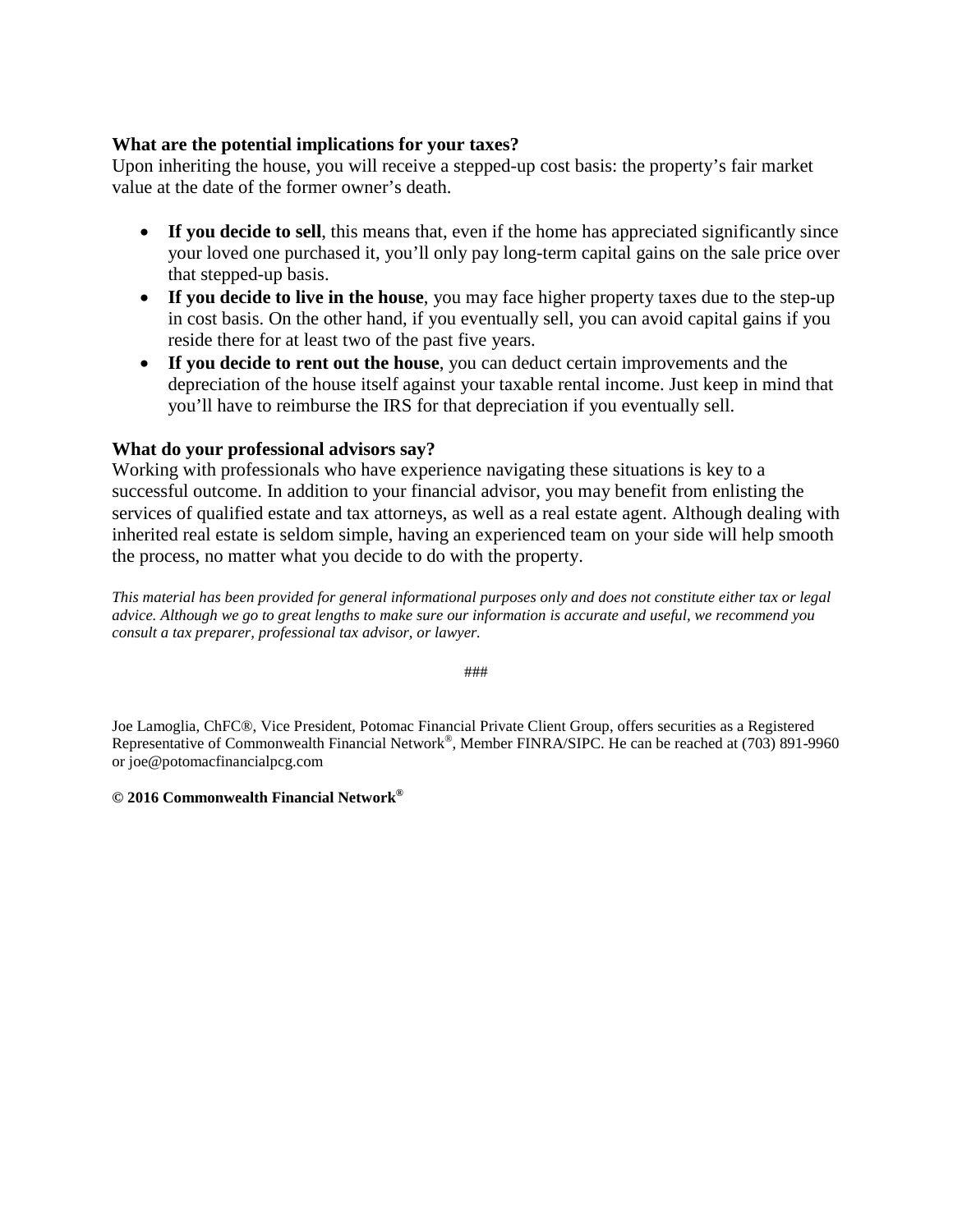**What are the potential implications for your taxes?**
Upon inheriting the house, you will receive a stepped-up cost basis: the property's fair market value at the date of the former owner's death.

- **If you decide to sell**, this means that, even if the home has appreciated significantly since your loved one purchased it, you'll only pay long-term capital gains on the sale price over that stepped-up basis.
- **If you decide to live in the house**, you may face higher property taxes due to the step-up in cost basis. On the other hand, if you eventually sell, you can avoid capital gains if you reside there for at least two of the past five years.
- **If you decide to rent out the house**, you can deduct certain improvements and the depreciation of the house itself against your taxable rental income. Just keep in mind that you'll have to reimburse the IRS for that depreciation if you eventually sell.

**What do your professional advisors say?**
Working with professionals who have experience navigating these situations is key to a successful outcome. In addition to your financial advisor, you may benefit from enlisting the services of qualified estate and tax attorneys, as well as a real estate agent. Although dealing with inherited real estate is seldom simple, having an experienced team on your side will help smooth the process, no matter what you decide to do with the property.

*This material has been provided for general informational purposes only and does not constitute either tax or legal advice. Although we go to great lengths to make sure our information is accurate and useful, we recommend you consult a tax preparer, professional tax advisor, or lawyer.*

###

Joe Lamoglia, ChFC®, Vice President, Potomac Financial Private Client Group, offers securities as a Registered Representative of Commonwealth Financial Network®, Member FINRA/SIPC. He can be reached at (703) 891-9960 or joe@potomacfinancialpcg.com

**© 2016 Commonwealth Financial Network®**